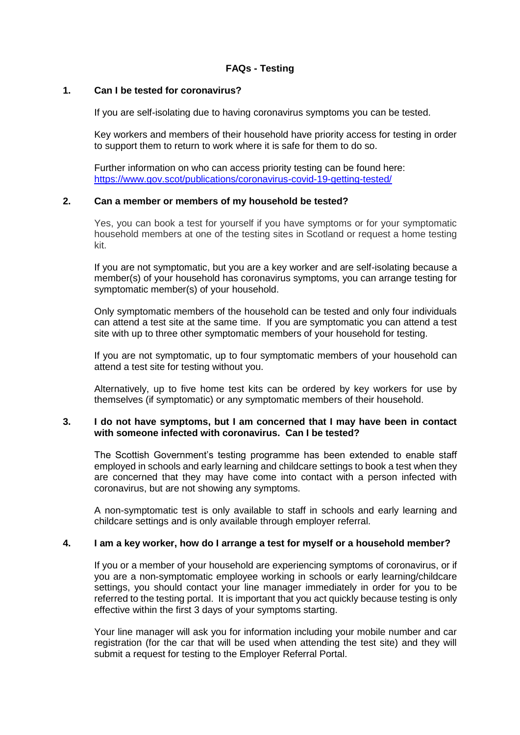# FAQs - Testing

## 1. Can I be tested for coronavirus?

If you are self-isolating due to having coronavirus symptoms you can be tested.

Key workers and members of their household have priority access for testing in order to support them to return to work where it is safe for them to do so.

Further information on who can access priority testing can be found here: [https://www.gov.scot/publications/coronavirus-covid-19-getting-tested/](https://www.gov.scot/publications/coronavirus-covid-19-getting-tested/)

## 2. Can a member or members of my household be tested?

Yes, you can book a test for yourself if you have symptoms or for your symptomatic household members at one of the testing sites in Scotland or request a home testing kit.

If you are not symptomatic, but you are a key worker and are self-isolating because a member(s) of your household has coronavirus symptoms, you can arrange testing for symptomatic member(s) of your household.

Only symptomatic members of the household can be tested and only four individuals can attend a test site at the same time. If you are symptomatic you can attend a test site with up to three other symptomatic members of your household for testing.

If you are not symptomatic, up to four symptomatic members of your household can attend a test site for testing without you.

Alternatively, up to five home test kits can be ordered by key workers for use by themselves (if symptomatic) or any symptomatic members of their household.

## 3. I do not have symptoms, but I am concerned that I may have been in contact with someone infected with coronavirus. Can I be tested?

The Scottish Government's testing programme has been extended to enable staff employed in schools and early learning and childcare settings to book a test when they are concerned that they may have come into contact with a person infected with coronavirus, but are not showing any symptoms.

A non-symptomatic test is only available to staff in schools and early learning and childcare settings and is only available through employer referral.

## 4. I am a key worker, how do I arrange a test for myself or a household member?

If you or a member of your household are experiencing symptoms of coronavirus, or if you are a non-symptomatic employee working in schools or early learning/childcare settings, you should contact your line manager immediately in order for you to be referred to the testing portal. It is important that you act quickly because testing is only effective within the first 3 days of your symptoms starting.

Your line manager will ask you for information including your mobile number and car registration (for the car that will be used when attending the test site) and they will submit a request for testing to the Employer Referral Portal.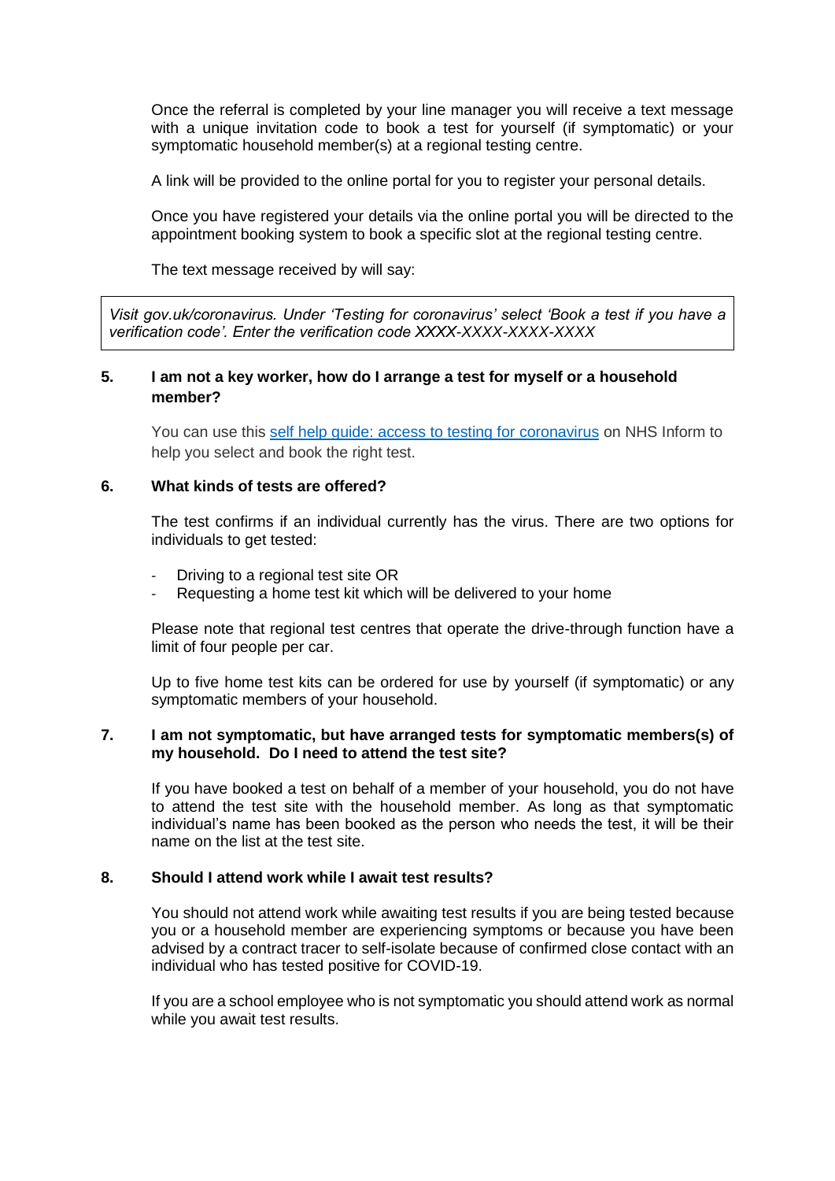Once the referral is completed by your line manager you will receive a text message with a unique invitation code to book a test for yourself (if symptomatic) or your symptomatic household member(s) at a regional testing centre.

A link will be provided to the online portal for you to register your personal details.

Once you have registered your details via the online portal you will be directed to the appointment booking system to book a specific slot at the regional testing centre.

The text message received by will say:

> *Visit gov.uk/coronavirus. Under 'Testing for coronavirus' select 'Book a test if you have a verification code'. Enter the verification code XXXX-XXXX-XXXX-XXXX*

### 5. I am not a key worker, how do I arrange a test for myself or a household member?

You can use this [self help guide: access to testing for coronavirus]() on NHS Inform to help you select and book the right test.

### 6. What kinds of tests are offered?

The test confirms if an individual currently has the virus. There are two options for individuals to get tested:

- Driving to a regional test site OR
- Requesting a home test kit which will be delivered to your home

Please note that regional test centres that operate the drive-through function have a limit of four people per car.

Up to five home test kits can be ordered for use by yourself (if symptomatic) or any symptomatic members of your household.

### 7. I am not symptomatic, but have arranged tests for symptomatic members(s) of my household. Do I need to attend the test site?

If you have booked a test on behalf of a member of your household, you do not have to attend the test site with the household member. As long as that symptomatic individual's name has been booked as the person who needs the test, it will be their name on the list at the test site.

### 8. Should I attend work while I await test results?

You should not attend work while awaiting test results if you are being tested because you or a household member are experiencing symptoms or because you have been advised by a contract tracer to self-isolate because of confirmed close contact with an individual who has tested positive for COVID-19.

If you are a school employee who is not symptomatic you should attend work as normal while you await test results.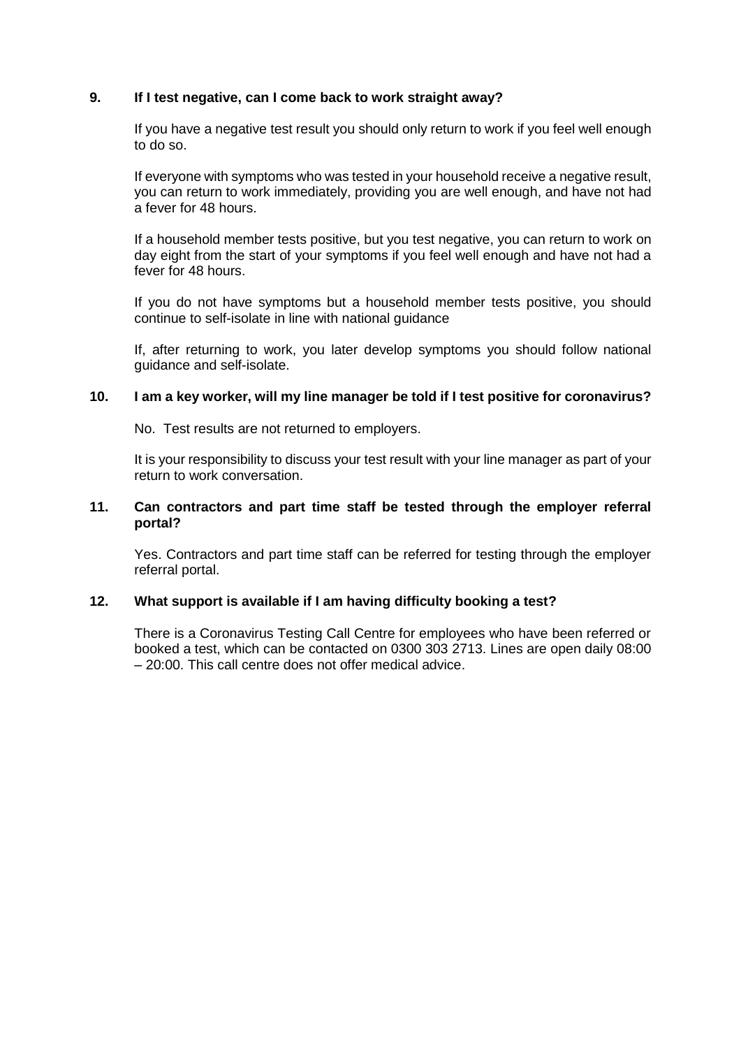**9. If I test negative, can I come back to work straight away?**

If you have a negative test result you should only return to work if you feel well enough to do so.

If everyone with symptoms who was tested in your household receive a negative result, you can return to work immediately, providing you are well enough, and have not had a fever for 48 hours.

If a household member tests positive, but you test negative, you can return to work on day eight from the start of your symptoms if you feel well enough and have not had a fever for 48 hours.

If you do not have symptoms but a household member tests positive, you should continue to self-isolate in line with national guidance

If, after returning to work, you later develop symptoms you should follow national guidance and self-isolate.

**10. I am a key worker, will my line manager be told if I test positive for coronavirus?**

No. Test results are not returned to employers.

It is your responsibility to discuss your test result with your line manager as part of your return to work conversation.

**11. Can contractors and part time staff be tested through the employer referral portal?**

Yes. Contractors and part time staff can be referred for testing through the employer referral portal.

**12. What support is available if I am having difficulty booking a test?**

There is a Coronavirus Testing Call Centre for employees who have been referred or booked a test, which can be contacted on 0300 303 2713. Lines are open daily 08:00 – 20:00. This call centre does not offer medical advice.